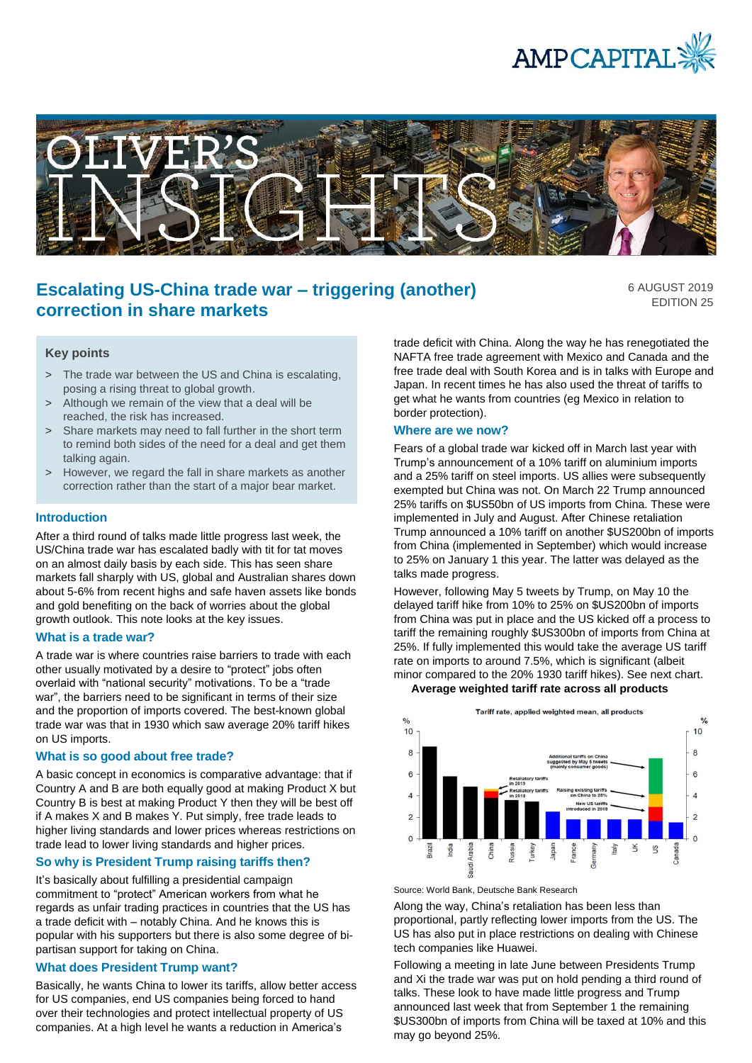# Escalating US-China trade war – triggering (another) correction in share markets

6 AUGUST 2019
EDITION 25

### Key points

> The trade war between the US and China is escalating, posing a rising threat to global growth.

> Although we remain of the view that a deal will be reached, the risk has increased.

> Share markets may need to fall further in the short term to remind both sides of the need for a deal and get them talking again.

> However, we regard the fall in share markets as another correction rather than the start of a major bear market.

## Introduction

After a third round of talks made little progress last week, the US/China trade war has escalated badly with tit for tat moves on an almost daily basis by each side. This has seen share markets fall sharply with US, global and Australian shares down about 5-6% from recent highs and safe haven assets like bonds and gold benefiting on the back of worries about the global growth outlook. This note looks at the key issues.

## What is a trade war?

A trade war is where countries raise barriers to trade with each other usually motivated by a desire to "protect" jobs often overlaid with "national security" motivations. To be a "trade war", the barriers need to be significant in terms of their size and the proportion of imports covered. The best-known global trade war was that in 1930 which saw average 20% tariff hikes on US imports.

## What is so good about free trade?

A basic concept in economics is comparative advantage: that if Country A and B are both equally good at making Product X but Country B is best at making Product Y then they will be best off if A makes X and B makes Y. Put simply, free trade leads to higher living standards and lower prices whereas restrictions on trade lead to lower living standards and higher prices.

## So why is President Trump raising tariffs then?

It's basically about fulfilling a presidential campaign commitment to "protect" American workers from what he regards as unfair trading practices in countries that the US has a trade deficit with – notably China. And he knows this is popular with his supporters but there is also some degree of bi-partisan support for taking on China.

## What does President Trump want?

Basically, he wants China to lower its tariffs, allow better access for US companies, end US companies being forced to hand over their technologies and protect intellectual property of US companies. At a high level he wants a reduction in America's trade deficit with China. Along the way he has renegotiated the NAFTA free trade agreement with Mexico and Canada and the free trade deal with South Korea and is in talks with Europe and Japan. In recent times he has also used the threat of tariffs to get what he wants from countries (eg Mexico in relation to border protection).

## Where are we now?

Fears of a global trade war kicked off in March last year with Trump's announcement of a 10% tariff on aluminium imports and a 25% tariff on steel imports. US allies were subsequently exempted but China was not. On March 22 Trump announced 25% tariffs on $US50bn of US imports from China. These were implemented in July and August. After Chinese retaliation Trump announced a 10% tariff on another $US200bn of imports from China (implemented in September) which would increase to 25% on January 1 this year. The latter was delayed as the talks made progress.

However, following May 5 tweets by Trump, on May 10 the delayed tariff hike from 10% to 25% on $US200bn of imports from China was put in place and the US kicked off a process to tariff the remaining roughly $US300bn of imports from China at 25%. If fully implemented this would take the average US tariff rate on imports to around 7.5%, which is significant (albeit minor compared to the 20% 1930 tariff hikes). See next chart.

**Average weighted tariff rate across all products**

Tariff rate, applied weighted mean, all products

Source: World Bank, Deutsche Bank Research

Along the way, China's retaliation has been less than proportional, partly reflecting lower imports from the US. The US has also put in place restrictions on dealing with Chinese tech companies like Huawei.

Following a meeting in late June between Presidents Trump and Xi the trade war was put on hold pending a third round of talks. These look to have made little progress and Trump announced last week that from September 1 the remaining $US300bn of imports from China will be taxed at 10% and this may go beyond 25%.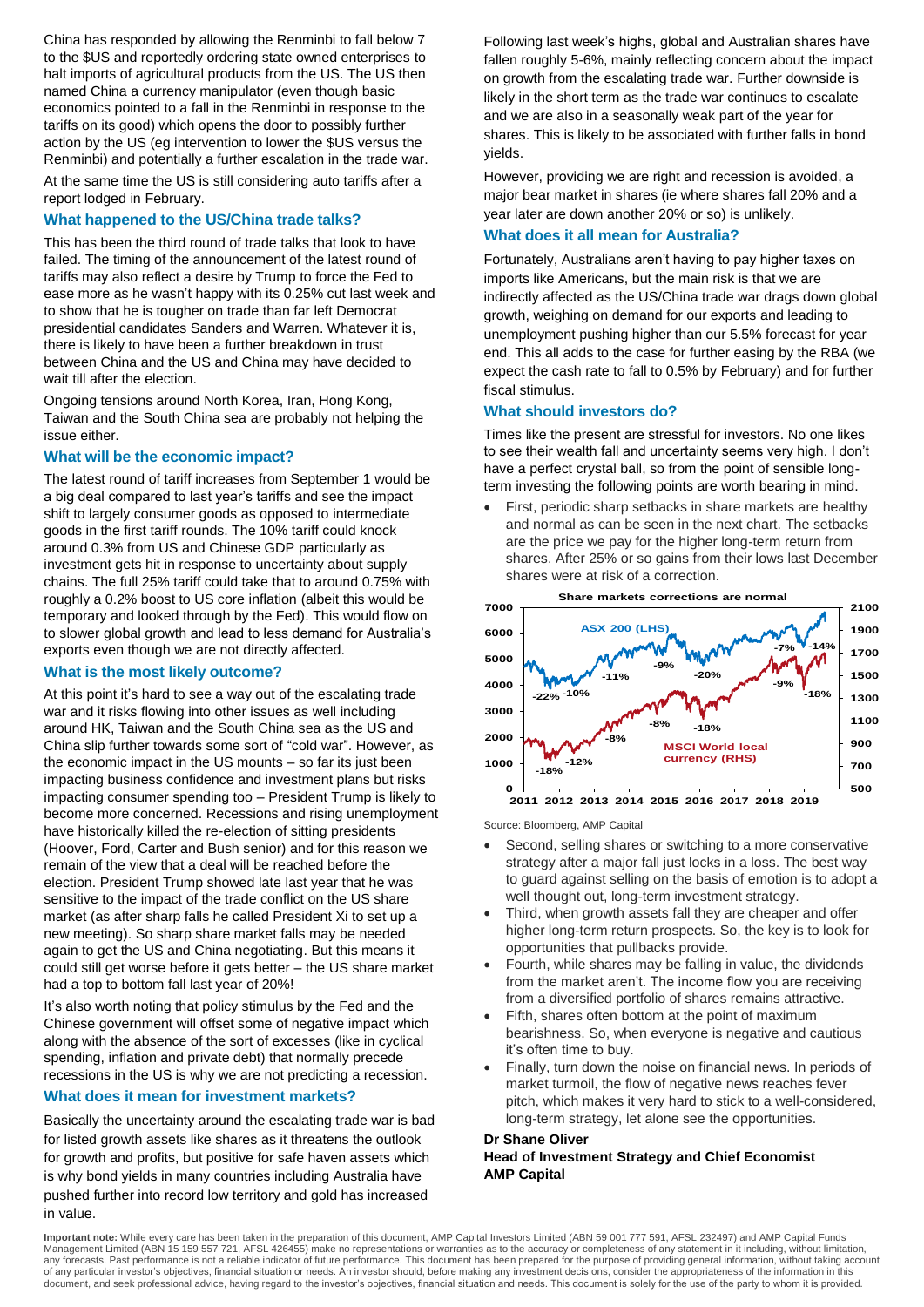China has responded by allowing the Renminbi to fall below 7 to the $US and reportedly ordering state owned enterprises to halt imports of agricultural products from the US. The US then named China a currency manipulator (even though basic economics pointed to a fall in the Renminbi in response to the tariffs on its good) which opens the door to possibly further action by the US (eg intervention to lower the $US versus the Renminbi) and potentially a further escalation in the trade war.

At the same time the US is still considering auto tariffs after a report lodged in February.

## What happened to the US/China trade talks?

This has been the third round of trade talks that look to have failed. The timing of the announcement of the latest round of tariffs may also reflect a desire by Trump to force the Fed to ease more as he wasn't happy with its 0.25% cut last week and to show that he is tougher on trade than far left Democrat presidential candidates Sanders and Warren. Whatever it is, there is likely to have been a further breakdown in trust between China and the US and China may have decided to wait till after the election.

Ongoing tensions around North Korea, Iran, Hong Kong, Taiwan and the South China sea are probably not helping the issue either.

## What will be the economic impact?

The latest round of tariff increases from September 1 would be a big deal compared to last year's tariffs and see the impact shift to largely consumer goods as opposed to intermediate goods in the first tariff rounds. The 10% tariff could knock around 0.3% from US and Chinese GDP particularly as investment gets hit in response to uncertainty about supply chains. The full 25% tariff could take that to around 0.75% with roughly a 0.2% boost to US core inflation (albeit this would be temporary and looked through by the Fed). This would flow on to slower global growth and lead to less demand for Australia's exports even though we are not directly affected.

## What is the most likely outcome?

At this point it's hard to see a way out of the escalating trade war and it risks flowing into other issues as well including around HK, Taiwan and the South China sea as the US and China slip further towards some sort of "cold war". However, as the economic impact in the US mounts – so far its just been impacting business confidence and investment plans but risks impacting consumer spending too – President Trump is likely to become more concerned. Recessions and rising unemployment have historically killed the re-election of sitting presidents (Hoover, Ford, Carter and Bush senior) and for this reason we remain of the view that a deal will be reached before the election. President Trump showed late last year that he was sensitive to the impact of the trade conflict on the US share market (as after sharp falls he called President Xi to set up a new meeting). So sharp share market falls may be needed again to get the US and China negotiating. But this means it could still get worse before it gets better – the US share market had a top to bottom fall last year of 20%!

It's also worth noting that policy stimulus by the Fed and the Chinese government will offset some of negative impact which along with the absence of the sort of excesses (like in cyclical spending, inflation and private debt) that normally precede recessions in the US is why we are not predicting a recession.

## What does it mean for investment markets?

Basically the uncertainty around the escalating trade war is bad for listed growth assets like shares as it threatens the outlook for growth and profits, but positive for safe haven assets which is why bond yields in many countries including Australia have pushed further into record low territory and gold has increased in value.

Following last week's highs, global and Australian shares have fallen roughly 5-6%, mainly reflecting concern about the impact on growth from the escalating trade war. Further downside is likely in the short term as the trade war continues to escalate and we are also in a seasonally weak part of the year for shares. This is likely to be associated with further falls in bond yields.

However, providing we are right and recession is avoided, a major bear market in shares (ie where shares fall 20% and a year later are down another 20% or so) is unlikely.

## What does it all mean for Australia?

Fortunately, Australians aren't having to pay higher taxes on imports like Americans, but the main risk is that we are indirectly affected as the US/China trade war drags down global growth, weighing on demand for our exports and leading to unemployment pushing higher than our 5.5% forecast for year end. This all adds to the case for further easing by the RBA (we expect the cash rate to fall to 0.5% by February) and for further fiscal stimulus.

## What should investors do?

Times like the present are stressful for investors. No one likes to see their wealth fall and uncertainty seems very high. I don't have a perfect crystal ball, so from the point of sensible long-term investing the following points are worth bearing in mind.

- First, periodic sharp setbacks in share markets are healthy and normal as can be seen in the next chart. The setbacks are the price we pay for the higher long-term return from shares. After 25% or so gains from their lows last December shares were at risk of a correction.

Share markets corrections are normal

ASX 200 (LHS)

MSCI World local currency (RHS)

-22% -10% -11% -9% -20% -7% -14%

-18% -12% -8% -8% -18% -9% -18%

7000 6000 5000 4000 3000 2000 1000 0

2100 1900 1700 1500 1300 1100 900 700 500

2011 2012 2013 2014 2015 2016 2017 2018 2019

Source: Bloomberg, AMP Capital

- Second, selling shares or switching to a more conservative strategy after a major fall just locks in a loss. The best way to guard against selling on the basis of emotion is to adopt a well thought out, long-term investment strategy.
- Third, when growth assets fall they are cheaper and offer higher long-term return prospects. So, the key is to look for opportunities that pullbacks provide.
- Fourth, while shares may be falling in value, the dividends from the market aren't. The income flow you are receiving from a diversified portfolio of shares remains attractive.
- Fifth, shares often bottom at the point of maximum bearishness. So, when everyone is negative and cautious it's often time to buy.
- Finally, turn down the noise on financial news. In periods of market turmoil, the flow of negative news reaches fever pitch, which makes it very hard to stick to a well-considered, long-term strategy, let alone see the opportunities.

**Dr Shane Oliver**
**Head of Investment Strategy and Chief Economist**
**AMP Capital**

**Important note:** While every care has been taken in the preparation of this document, AMP Capital Investors Limited (ABN 59 001 777 591, AFSL 232497) and AMP Capital Funds Management Limited (ABN 15 159 557 721, AFSL 426455) make no representations or warranties as to the accuracy or completeness of any statement in it including, without limitation, any forecasts. Past performance is not a reliable indicator of future performance. This document has been prepared for the purpose of providing general information, without taking account of any particular investor's objectives, financial situation or needs. An investor should, before making any investment decisions, consider the appropriateness of the information in this document, and seek professional advice, having regard to the investor's objectives, financial situation and needs. This document is solely for the use of the party to whom it is provided.